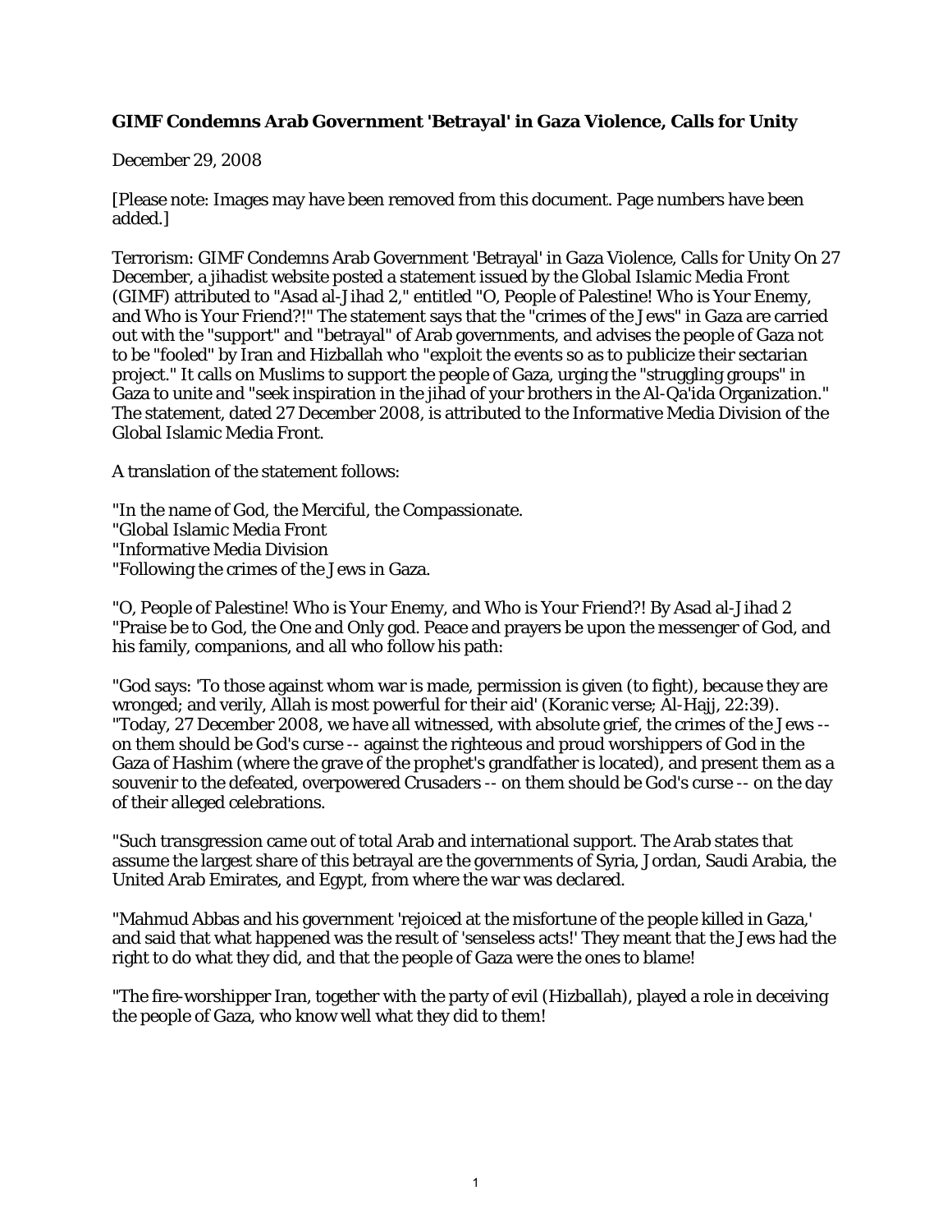**GIMF Condemns Arab Government 'Betrayal' in Gaza Violence, Calls for Unity**

December 29, 2008

[Please note: Images may have been removed from this document. Page numbers have been added.]

Terrorism: GIMF Condemns Arab Government 'Betrayal' in Gaza Violence, Calls for Unity On 27 December, a jihadist website posted a statement issued by the Global Islamic Media Front (GIMF) attributed to "Asad al-Jihad 2," entitled "O, People of Palestine! Who is Your Enemy, and Who is Your Friend?!" The statement says that the "crimes of the Jews" in Gaza are carried out with the "support" and "betrayal" of Arab governments, and advises the people of Gaza not to be "fooled" by Iran and Hizballah who "exploit the events so as to publicize their sectarian project." It calls on Muslims to support the people of Gaza, urging the "struggling groups" in Gaza to unite and "seek inspiration in the jihad of your brothers in the Al-Qa'ida Organization." The statement, dated 27 December 2008, is attributed to the Informative Media Division of the Global Islamic Media Front.

A translation of the statement follows:

"In the name of God, the Merciful, the Compassionate.
"Global Islamic Media Front
"Informative Media Division
"Following the crimes of the Jews in Gaza.

"O, People of Palestine! Who is Your Enemy, and Who is Your Friend?! By Asad al-Jihad 2
"Praise be to God, the One and Only god. Peace and prayers be upon the messenger of God, and his family, companions, and all who follow his path:

"God says: 'To those against whom war is made, permission is given (to fight), because they are wronged; and verily, Allah is most powerful for their aid' (Koranic verse; Al-Hajj, 22:39).
"Today, 27 December 2008, we have all witnessed, with absolute grief, the crimes of the Jews -- on them should be God's curse -- against the righteous and proud worshippers of God in the Gaza of Hashim (where the grave of the prophet's grandfather is located), and present them as a souvenir to the defeated, overpowered Crusaders -- on them should be God's curse -- on the day of their alleged celebrations.

"Such transgression came out of total Arab and international support. The Arab states that assume the largest share of this betrayal are the governments of Syria, Jordan, Saudi Arabia, the United Arab Emirates, and Egypt, from where the war was declared.

"Mahmud Abbas and his government 'rejoiced at the misfortune of the people killed in Gaza,' and said that what happened was the result of 'senseless acts!' They meant that the Jews had the right to do what they did, and that the people of Gaza were the ones to blame!

"The fire-worshipper Iran, together with the party of evil (Hizballah), played a role in deceiving the people of Gaza, who know well what they did to them!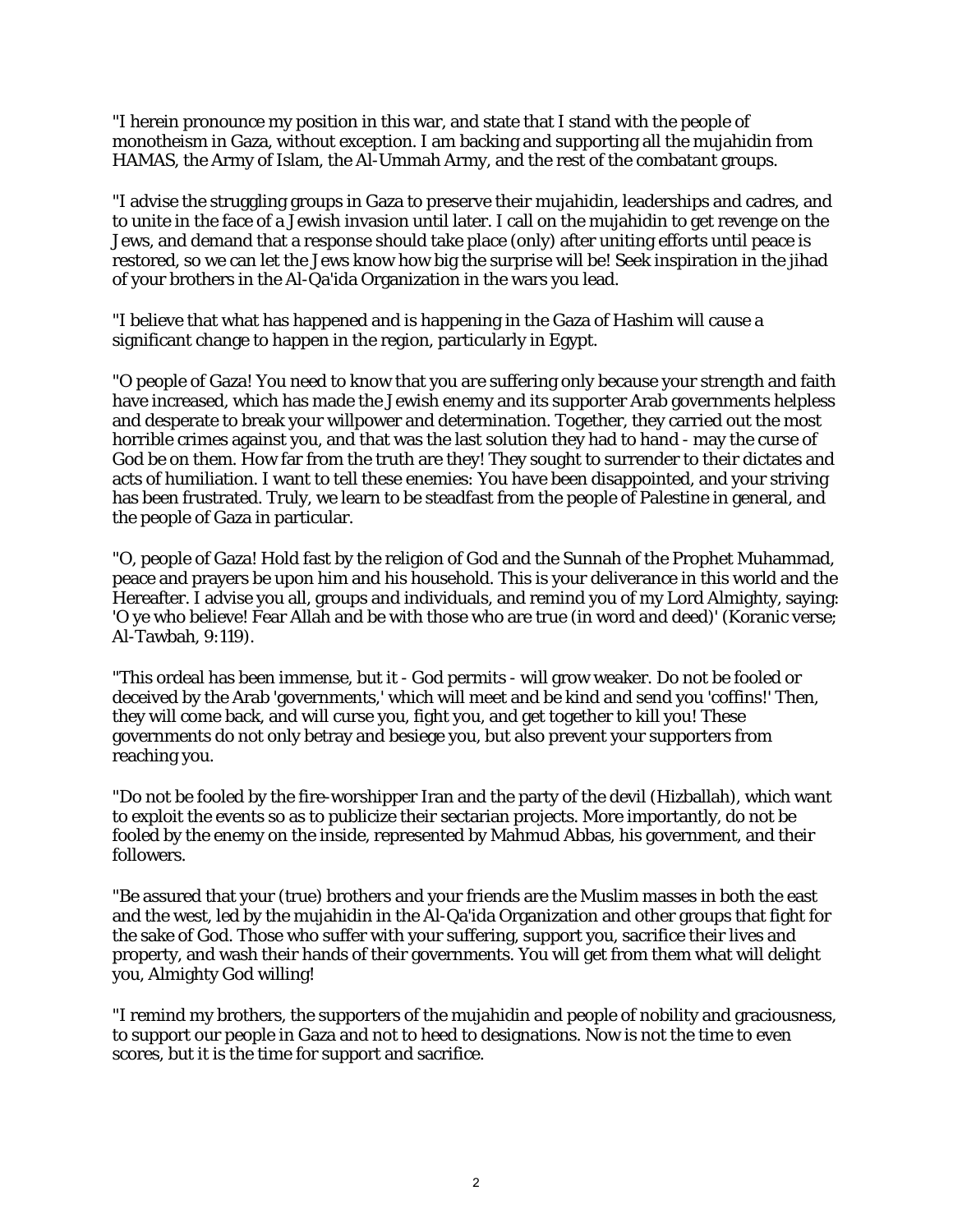"I herein pronounce my position in this war, and state that I stand with the people of monotheism in Gaza, without exception. I am backing and supporting all the mujahidin from HAMAS, the Army of Islam, the Al-Ummah Army, and the rest of the combatant groups.

"I advise the struggling groups in Gaza to preserve their mujahidin, leaderships and cadres, and to unite in the face of a Jewish invasion until later. I call on the mujahidin to get revenge on the Jews, and demand that a response should take place (only) after uniting efforts until peace is restored, so we can let the Jews know how big the surprise will be! Seek inspiration in the jihad of your brothers in the Al-Qa'ida Organization in the wars you lead.

"I believe that what has happened and is happening in the Gaza of Hashim will cause a significant change to happen in the region, particularly in Egypt.

"O people of Gaza! You need to know that you are suffering only because your strength and faith have increased, which has made the Jewish enemy and its supporter Arab governments helpless and desperate to break your willpower and determination. Together, they carried out the most horrible crimes against you, and that was the last solution they had to hand - may the curse of God be on them. How far from the truth are they! They sought to surrender to their dictates and acts of humiliation. I want to tell these enemies: You have been disappointed, and your striving has been frustrated. Truly, we learn to be steadfast from the people of Palestine in general, and the people of Gaza in particular.

"O, people of Gaza! Hold fast by the religion of God and the Sunnah of the Prophet Muhammad, peace and prayers be upon him and his household. This is your deliverance in this world and the Hereafter. I advise you all, groups and individuals, and remind you of my Lord Almighty, saying: 'O ye who believe! Fear Allah and be with those who are true (in word and deed)' (Koranic verse; Al-Tawbah, 9:119).

"This ordeal has been immense, but it - God permits - will grow weaker. Do not be fooled or deceived by the Arab 'governments,' which will meet and be kind and send you 'coffins!' Then, they will come back, and will curse you, fight you, and get together to kill you! These governments do not only betray and besiege you, but also prevent your supporters from reaching you.

"Do not be fooled by the fire-worshipper Iran and the party of the devil (Hizballah), which want to exploit the events so as to publicize their sectarian projects. More importantly, do not be fooled by the enemy on the inside, represented by Mahmud Abbas, his government, and their followers.

"Be assured that your (true) brothers and your friends are the Muslim masses in both the east and the west, led by the mujahidin in the Al-Qa'ida Organization and other groups that fight for the sake of God. Those who suffer with your suffering, support you, sacrifice their lives and property, and wash their hands of their governments. You will get from them what will delight you, Almighty God willing!

"I remind my brothers, the supporters of the mujahidin and people of nobility and graciousness, to support our people in Gaza and not to heed to designations. Now is not the time to even scores, but it is the time for support and sacrifice.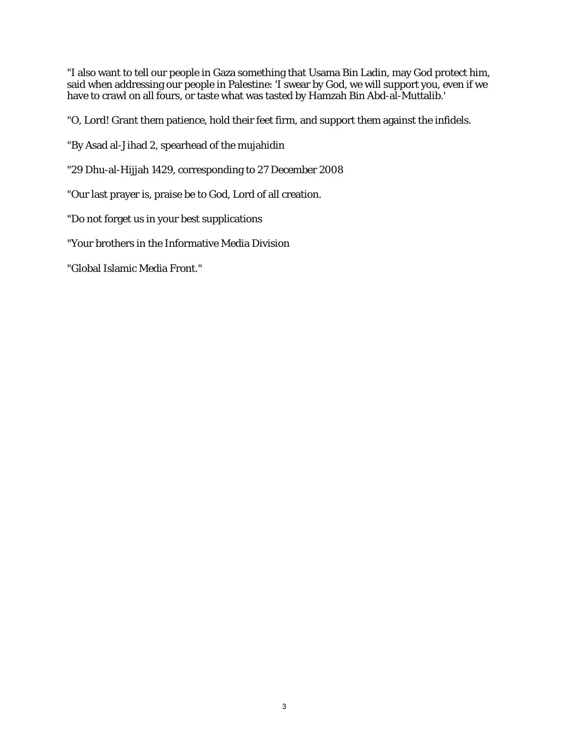"I also want to tell our people in Gaza something that Usama Bin Ladin, may God protect him, said when addressing our people in Palestine: 'I swear by God, we will support you, even if we have to crawl on all fours, or taste what was tasted by Hamzah Bin Abd-al-Muttalib.'

"O, Lord! Grant them patience, hold their feet firm, and support them against the infidels.

"By Asad al-Jihad 2, spearhead of the mujahidin

"29 Dhu-al-Hijjah 1429, corresponding to 27 December 2008

"Our last prayer is, praise be to God, Lord of all creation.

"Do not forget us in your best supplications

"Your brothers in the Informative Media Division

"Global Islamic Media Front."